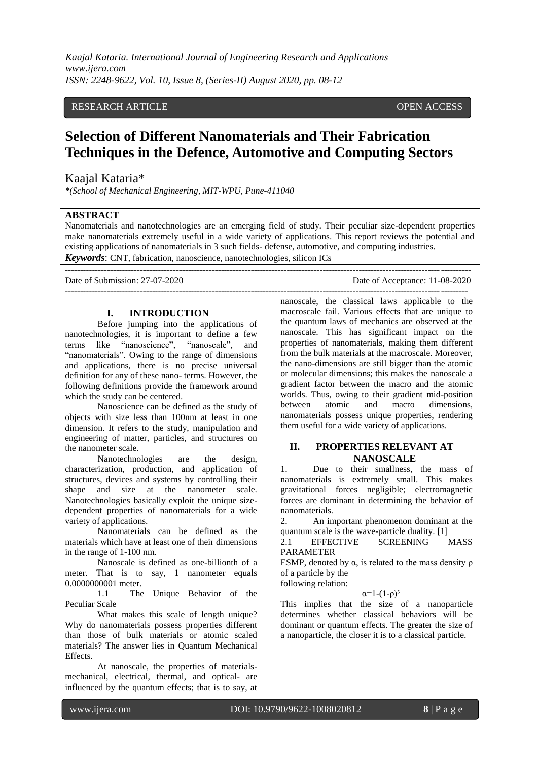RESEARCH ARTICLE OPEN ACCESS

# Selection of Different Nanomaterials and Their Fabrication Techniques in the Defence, Automotive and Computing Sectors

Kaajal Kataria*

*(School of Mechanical Engineering, MIT-WPU, Pune-411040

**ABSTRACT**

Nanomaterials and nanotechnologies are an emerging field of study. Their peculiar size-dependent properties make nanomaterials extremely useful in a wide variety of applications. This report reviews the potential and existing applications of nanomaterials in 3 such fields- defense, automotive, and computing industries.

***Keywords***: CNT, fabrication, nanoscience, nanotechnologies, silicon ICs

Date of Submission: 27-07-2020 Date of Acceptance: 11-08-2020

## I. INTRODUCTION

Before jumping into the applications of nanotechnologies, it is important to define a few terms like "nanoscience", "nanoscale", and "nanomaterials". Owing to the range of dimensions and applications, there is no precise universal definition for any of these nano- terms. However, the following definitions provide the framework around which the study can be centered.

Nanoscience can be defined as the study of objects with size less than 100nm at least in one dimension. It refers to the study, manipulation and engineering of matter, particles, and structures on the nanometer scale.

Nanotechnologies are the design, characterization, production, and application of structures, devices and systems by controlling their shape and size at the nanometer scale. Nanotechnologies basically exploit the unique size-dependent properties of nanomaterials for a wide variety of applications.

Nanomaterials can be defined as the materials which have at least one of their dimensions in the range of 1-100 nm.

Nanoscale is defined as one-billionth of a meter. That is to say, 1 nanometer equals 0.0000000001 meter.

### 1.1 The Unique Behavior of the Peculiar Scale

What makes this scale of length unique? Why do nanomaterials possess properties different than those of bulk materials or atomic scaled materials? The answer lies in Quantum Mechanical Effects.

At nanoscale, the properties of materials- mechanical, electrical, thermal, and optical- are influenced by the quantum effects; that is to say, at nanoscale, the classical laws applicable to the macroscale fail. Various effects that are unique to the quantum laws of mechanics are observed at the nanoscale. This has significant impact on the properties of nanomaterials, making them different from the bulk materials at the macroscale. Moreover, the nano-dimensions are still bigger than the atomic or molecular dimensions; this makes the nanoscale a gradient factor between the macro and the atomic worlds. Thus, owing to their gradient mid-position between atomic and macro dimensions, nanomaterials possess unique properties, rendering them useful for a wide variety of applications.

## II. PROPERTIES RELEVANT AT NANOSCALE

1. Due to their smallness, the mass of nanomaterials is extremely small. This makes gravitational forces negligible; electromagnetic forces are dominant in determining the behavior of nanomaterials.
2. An important phenomenon dominant at the quantum scale is the wave-particle duality. [1]

### 2.1 EFFECTIVE SCREENING MASS PARAMETER

ESMP, denoted by $\alpha$, is related to the mass density $\rho$ of a particle by the following relation:

$$\alpha=1-(1-\rho)^3$$

This implies that the size of a nanoparticle determines whether classical behaviors will be dominant or quantum effects. The greater the size of a nanoparticle, the closer it is to a classical particle.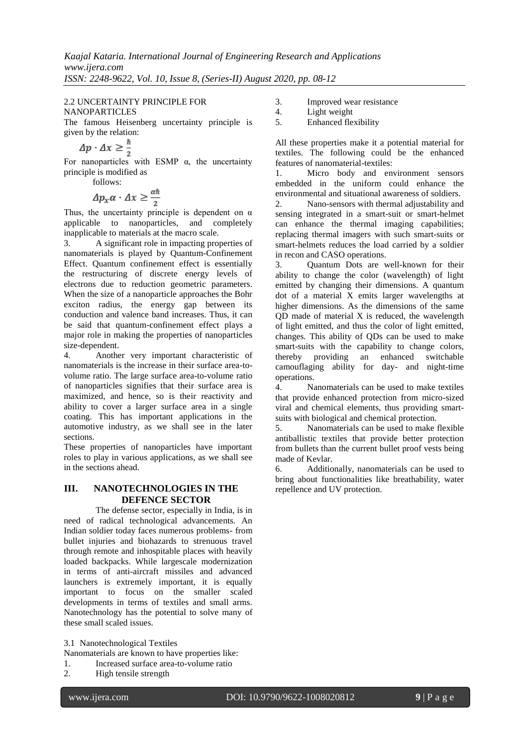### 2.2 UNCERTAINTY PRINCIPLE FOR NANOPARTICLES

The famous Heisenberg uncertainty principle is given by the relation:

$$\Delta p \cdot \Delta x \geq \frac{\hbar}{2}$$

For nanoparticles with ESMP α, the uncertainty principle is modified as follows:

$$\Delta p_x \alpha \cdot \Delta x \geq \frac{\alpha \hbar}{2}$$

Thus, the uncertainty principle is dependent on α applicable to nanoparticles, and completely inapplicable to materials at the macro scale.

3. A significant role in impacting properties of nanomaterials is played by Quantum-Confinement Effect. Quantum confinement effect is essentially the restructuring of discrete energy levels of electrons due to reduction geometric parameters. When the size of a nanoparticle approaches the Bohr exciton radius, the energy gap between its conduction and valence band increases. Thus, it can be said that quantum-confinement effect plays a major role in making the properties of nanoparticles size-dependent.

4. Another very important characteristic of nanomaterials is the increase in their surface area-to-volume ratio. The large surface area-to-volume ratio of nanoparticles signifies that their surface area is maximized, and hence, so is their reactivity and ability to cover a larger surface area in a single coating. This has important applications in the automotive industry, as we shall see in the later sections.

These properties of nanoparticles have important roles to play in various applications, as we shall see in the sections ahead.

## III. NANOTECHNOLOGIES IN THE DEFENCE SECTOR

The defense sector, especially in India, is in need of radical technological advancements. An Indian soldier today faces numerous problems- from bullet injuries and biohazards to strenuous travel through remote and inhospitable places with heavily loaded backpacks. While largescale modernization in terms of anti-aircraft missiles and advanced launchers is extremely important, it is equally important to focus on the smaller scaled developments in terms of textiles and small arms. Nanotechnology has the potential to solve many of these small scaled issues.

### 3.1 Nanotechnological Textiles

Nanomaterials are known to have properties like:

1. Increased surface area-to-volume ratio
2. High tensile strength
3. Improved wear resistance
4. Light weight
5. Enhanced flexibility

All these properties make it a potential material for textiles. The following could be the enhanced features of nanomaterial-textiles:

1. Micro body and environment sensors embedded in the uniform could enhance the environmental and situational awareness of soldiers.
2. Nano-sensors with thermal adjustability and sensing integrated in a smart-suit or smart-helmet can enhance the thermal imaging capabilities; replacing thermal imagers with such smart-suits or smart-helmets reduces the load carried by a soldier in recon and CASO operations.
3. Quantum Dots are well-known for their ability to change the color (wavelength) of light emitted by changing their dimensions. A quantum dot of a material X emits larger wavelengths at higher dimensions. As the dimensions of the same QD made of material X is reduced, the wavelength of light emitted, and thus the color of light emitted, changes. This ability of QDs can be used to make smart-suits with the capability to change colors, thereby providing an enhanced switchable camouflaging ability for day- and night-time operations.
4. Nanomaterials can be used to make textiles that provide enhanced protection from micro-sized viral and chemical elements, thus providing smart-suits with biological and chemical protection.
5. Nanomaterials can be used to make flexible antiballistic textiles that provide better protection from bullets than the current bullet proof vests being made of Kevlar.
6. Additionally, nanomaterials can be used to bring about functionalities like breathability, water repellence and UV protection.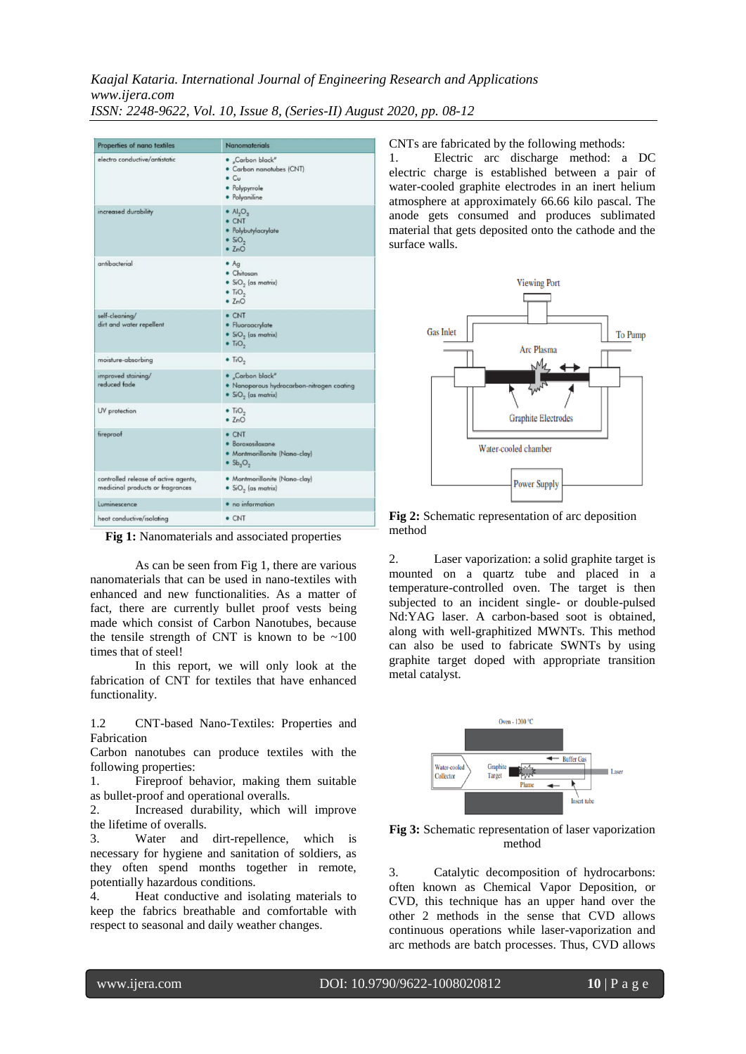| Properties of nano textiles | Nanomaterials |
|---|---|
| electro conductive/antistatic | • „Carbon black" • Carbon nanotubes (CNT) • Cu • Polypyrrole • Polyaniline |
| increased durability | • $Al_2O_3$ • CNT • Polybutylacrylate • $SiO_2$ • ZnO |
| antibacterial | • Ag • Chitosan • $SiO_2$ (as matrix) • $TiO_2$ • ZnO |
| self-cleaning/ dirt and water repellent | • CNT • Fluoroacrylate • $SiO_2$ (as matrix) • $TiO_2$ |
| moisture-absorbing | • $TiO_2$ |
| improved staining/ reduced fade | • „Carbon black" • Nanoporous hydrocarbon-nitrogen coating • $SiO_2$ (as matrix) |
| UV protection | • $TiO_2$ • ZnO |
| fireproof | • CNT • Boroxosiloxane • Montmorillonite (Nano-clay) • $Sb_2O_5$ |
| controlled release of active agents, medicinal products or fragrances | • Montmorillonite (Nano-clay) • $SiO_2$ (as matrix) |
| Luminescence | • no information |
| heat conductive/isolating | • CNT |

**Fig 1:** Nanomaterials and associated properties

As can be seen from Fig 1, there are various nanomaterials that can be used in nano-textiles with enhanced and new functionalities. As a matter of fact, there are currently bullet proof vests being made which consist of Carbon Nanotubes, because the tensile strength of CNT is known to be ~100 times that of steel!

In this report, we will only look at the fabrication of CNT for textiles that have enhanced functionality.

1.2 CNT-based Nano-Textiles: Properties and Fabrication

Carbon nanotubes can produce textiles with the following properties:

1. Fireproof behavior, making them suitable as bullet-proof and operational overalls.
2. Increased durability, which will improve the lifetime of overalls.
3. Water and dirt-repellence, which is necessary for hygiene and sanitation of soldiers, as they often spend months together in remote, potentially hazardous conditions.
4. Heat conductive and isolating materials to keep the fabrics breathable and comfortable with respect to seasonal and daily weather changes.

CNTs are fabricated by the following methods:

1. Electric arc discharge method: a DC electric charge is established between a pair of water-cooled graphite electrodes in an inert helium atmosphere at approximately 66.66 kilo pascal. The anode gets consumed and produces sublimated material that gets deposited onto the cathode and the surface walls.

**Fig 2:** Schematic representation of arc deposition method

2. Laser vaporization: a solid graphite target is mounted on a quartz tube and placed in a temperature-controlled oven. The target is then subjected to an incident single- or double-pulsed Nd:YAG laser. A carbon-based soot is obtained, along with well-graphitized MWNTs. This method can also be used to fabricate SWNTs by using graphite target doped with appropriate transition metal catalyst.

**Fig 3:** Schematic representation of laser vaporization method

3. Catalytic decomposition of hydrocarbons: often known as Chemical Vapor Deposition, or CVD, this technique has an upper hand over the other 2 methods in the sense that CVD allows continuous operations while laser-vaporization and arc methods are batch processes. Thus, CVD allows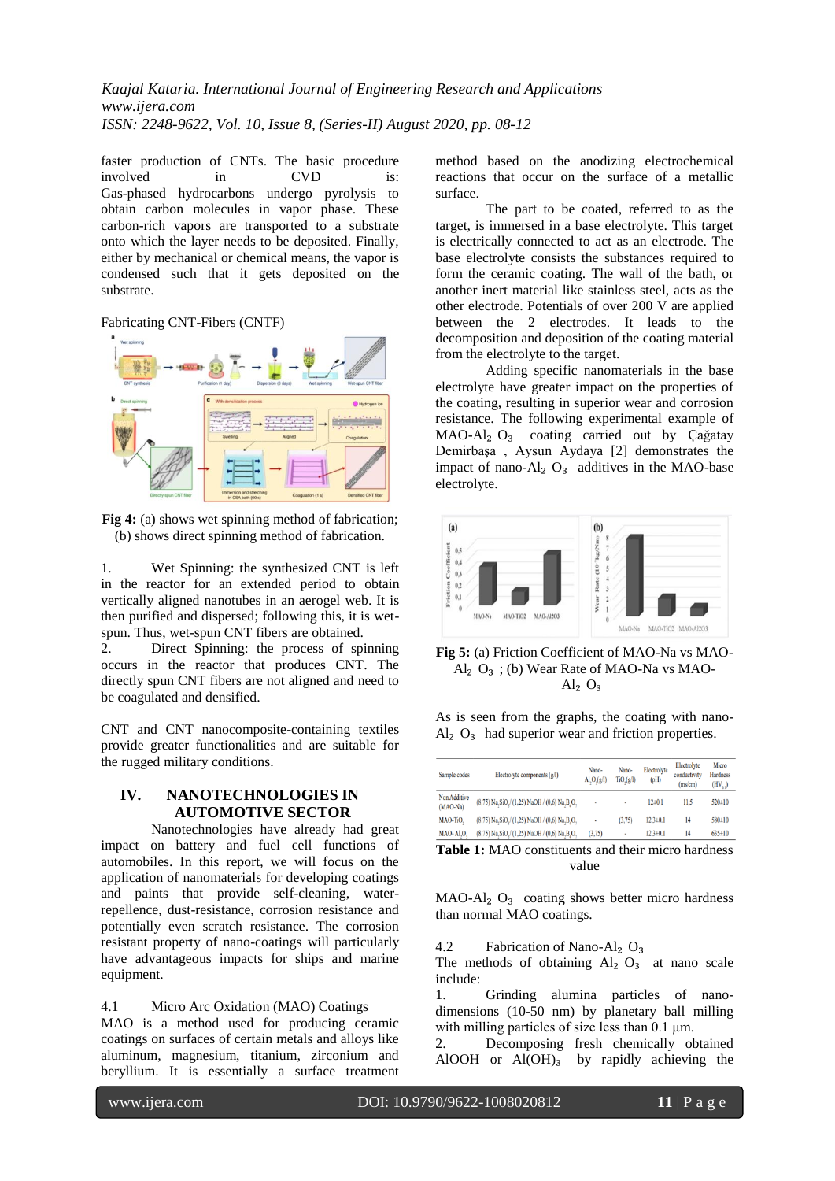faster production of CNTs. The basic procedure involved in CVD is:
Gas-phased hydrocarbons undergo pyrolysis to obtain carbon molecules in vapor phase. These carbon-rich vapors are transported to a substrate onto which the layer needs to be deposited. Finally, either by mechanical or chemical means, the vapor is condensed such that it gets deposited on the substrate.

Fabricating CNT-Fibers (CNTF)

**Fig 4:** (a) shows wet spinning method of fabrication; (b) shows direct spinning method of fabrication.

1. Wet Spinning: the synthesized CNT is left in the reactor for an extended period to obtain vertically aligned nanotubes in an aerogel web. It is then purified and dispersed; following this, it is wet-spun. Thus, wet-spun CNT fibers are obtained.
2. Direct Spinning: the process of spinning occurs in the reactor that produces CNT. The directly spun CNT fibers are not aligned and need to be coagulated and densified.

CNT and CNT nanocomposite-containing textiles provide greater functionalities and are suitable for the rugged military conditions.

## IV. NANOTECHNOLOGIES IN AUTOMOTIVE SECTOR

Nanotechnologies have already had great impact on battery and fuel cell functions of automobiles. In this report, we will focus on the application of nanomaterials for developing coatings and paints that provide self-cleaning, water-repellence, dust-resistance, corrosion resistance and potentially even scratch resistance. The corrosion resistant property of nano-coatings will particularly have advantageous impacts for ships and marine equipment.

### 4.1 Micro Arc Oxidation (MAO) Coatings

MAO is a method used for producing ceramic coatings on surfaces of certain metals and alloys like aluminum, magnesium, titanium, zirconium and beryllium. It is essentially a surface treatment method based on the anodizing electrochemical reactions that occur on the surface of a metallic surface.

The part to be coated, referred to as the target, is immersed in a base electrolyte. This target is electrically connected to act as an electrode. The base electrolyte consists the substances required to form the ceramic coating. The wall of the bath, or another inert material like stainless steel, acts as the other electrode. Potentials of over 200 V are applied between the 2 electrodes. It leads to the decomposition and deposition of the coating material from the electrolyte to the target.

Adding specific nanomaterials in the base electrolyte have greater impact on the properties of the coating, resulting in superior wear and corrosion resistance. The following experimental example of MAO-$Al_2O_3$ coating carried out by Çağatay Demirbaşa , Aysun Aydaya [2] demonstrates the impact of nano-$Al_2O_3$ additives in the MAO-base electrolyte.

**Fig 5:** (a) Friction Coefficient of MAO-Na vs MAO-$Al_2O_3$ ; (b) Wear Rate of MAO-Na vs MAO-$Al_2O_3$

As is seen from the graphs, the coating with nano-$Al_2O_3$ had superior wear and friction properties.

| Sample codes | Electrolyte components (g/l) | Nano-$Al_2O_3$(g/l) | Nano-$TiO_2$(g/l) | Electrolyte (pH) | Electrolyte conductivity (ms/cm) | Micro Hardness ($HV_{0.1}$) |
|---|---|---|---|---|---|---|
| Non Additive (MAO-Na) | (8,75) $Na_2SiO_3$ / (1,25) NaOH / (0,6) $Na_2B_4O_7$ | - | - | 12±0.1 | 11,5 | 520±10 |
| MAO-$TiO_2$ | (8,75) $Na_2SiO_3$ / (1,25) NaOH / (0,6) $Na_2B_4O_7$ | - | (3,75) | 12,3±0.1 | 14 | 580±10 |
| MAO-$Al_2O_3$ | (8,75) $Na_2SiO_3$ / (1,25) NaOH / (0,6) $Na_2B_4O_7$ | (3,75) | - | 12,3±0.1 | 14 | 635±10 |

**Table 1:** MAO constituents and their micro hardness value

MAO-$Al_2O_3$ coating shows better micro hardness than normal MAO coatings.

### 4.2 Fabrication of Nano-$Al_2O_3$

The methods of obtaining $Al_2O_3$ at nano scale include:
1. Grinding alumina particles of nano-dimensions (10-50 nm) by planetary ball milling with milling particles of size less than 0.1 µm.
2. Decomposing fresh chemically obtained AlOOH or $Al(OH)_3$ by rapidly achieving the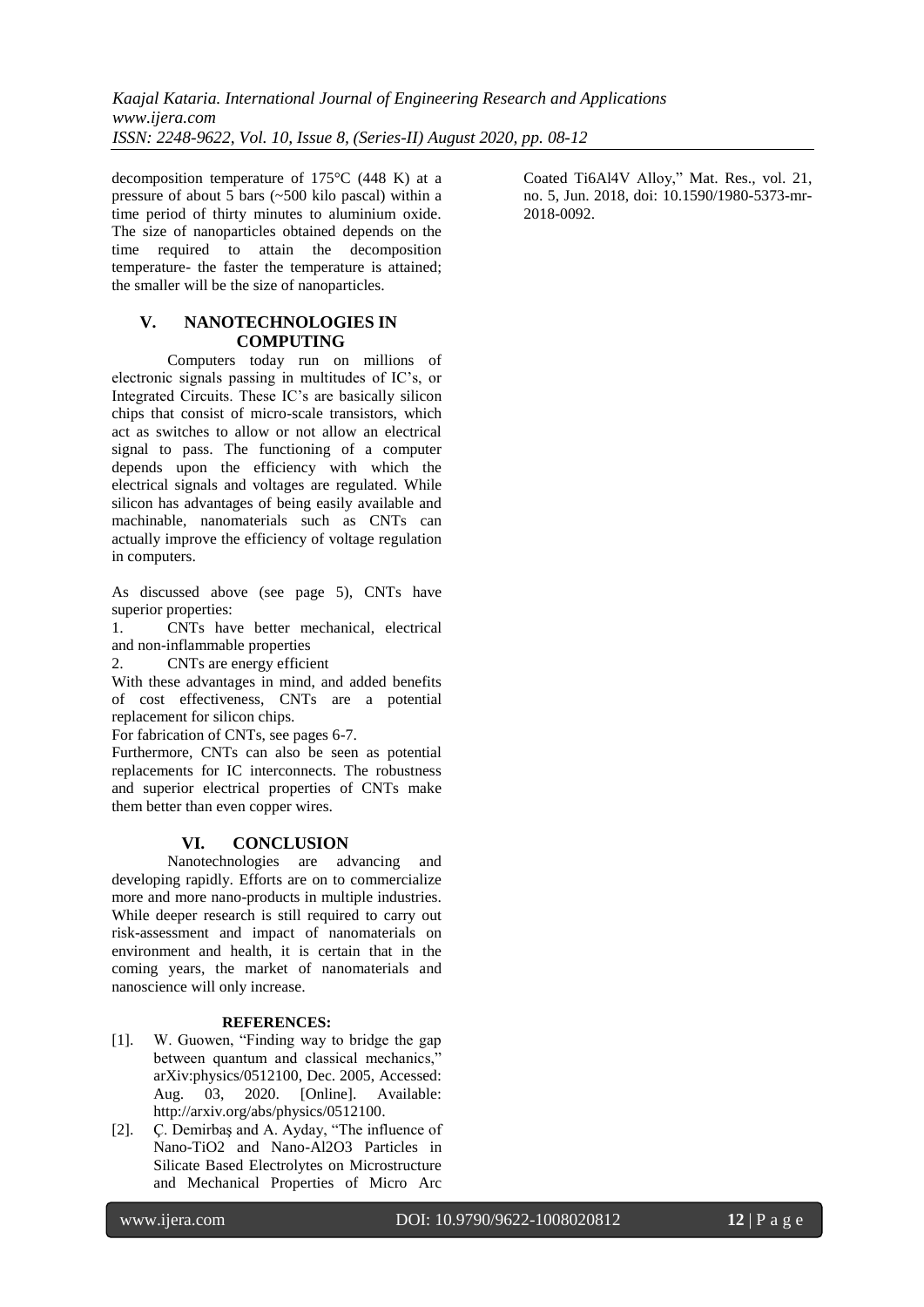decomposition temperature of 175°C (448 K) at a pressure of about 5 bars (~500 kilo pascal) within a time period of thirty minutes to aluminium oxide. The size of nanoparticles obtained depends on the time required to attain the decomposition temperature- the faster the temperature is attained; the smaller will be the size of nanoparticles.

## V. NANOTECHNOLOGIES IN COMPUTING

Computers today run on millions of electronic signals passing in multitudes of IC's, or Integrated Circuits. These IC's are basically silicon chips that consist of micro-scale transistors, which act as switches to allow or not allow an electrical signal to pass. The functioning of a computer depends upon the efficiency with which the electrical signals and voltages are regulated. While silicon has advantages of being easily available and machinable, nanomaterials such as CNTs can actually improve the efficiency of voltage regulation in computers.

As discussed above (see page 5), CNTs have superior properties:

1. CNTs have better mechanical, electrical and non-inflammable properties
2. CNTs are energy efficient

With these advantages in mind, and added benefits of cost effectiveness, CNTs are a potential replacement for silicon chips.

For fabrication of CNTs, see pages 6-7.

Furthermore, CNTs can also be seen as potential replacements for IC interconnects. The robustness and superior electrical properties of CNTs make them better than even copper wires.

## VI. CONCLUSION

Nanotechnologies are advancing and developing rapidly. Efforts are on to commercialize more and more nano-products in multiple industries. While deeper research is still required to carry out risk-assessment and impact of nanomaterials on environment and health, it is certain that in the coming years, the market of nanomaterials and nanoscience will only increase.

### REFERENCES:

[1]. W. Guowen, "Finding way to bridge the gap between quantum and classical mechanics," arXiv:physics/0512100, Dec. 2005, Accessed: Aug. 03, 2020. [Online]. Available: http://arxiv.org/abs/physics/0512100.

[2]. Ç. Demirbaş and A. Ayday, "The influence of Nano-TiO2 and Nano-Al2O3 Particles in Silicate Based Electrolytes on Microstructure and Mechanical Properties of Micro Arc Coated Ti6Al4V Alloy," Mat. Res., vol. 21, no. 5, Jun. 2018, doi: 10.1590/1980-5373-mr-2018-0092.